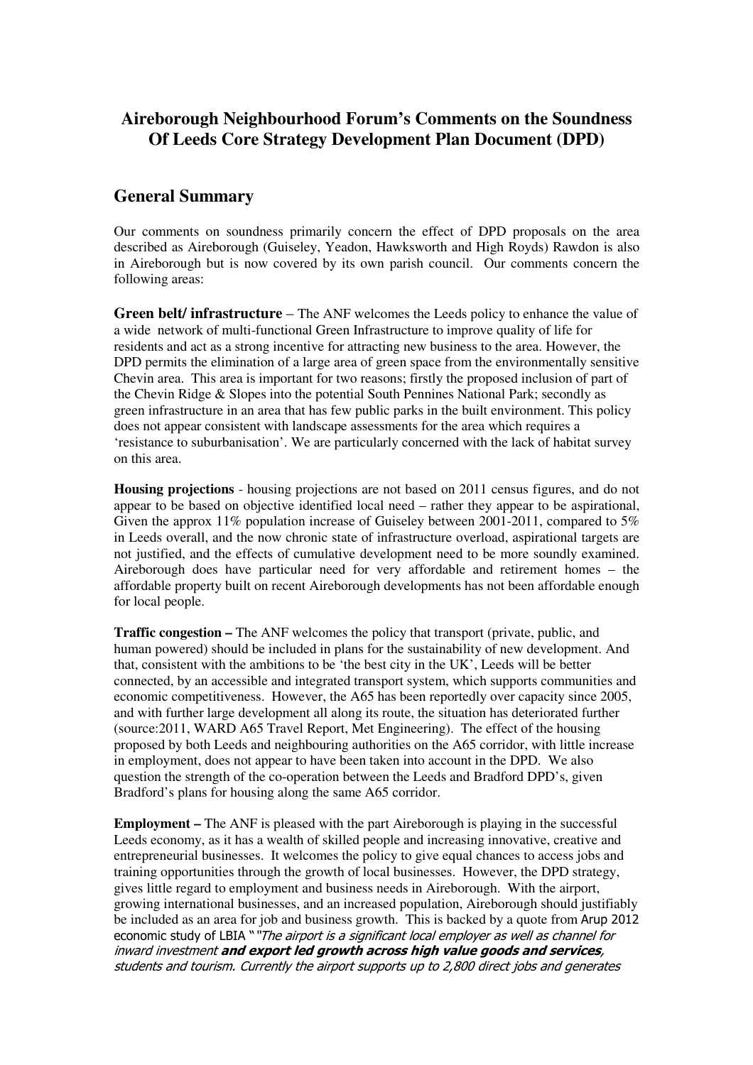# Aireborough Neighbourhood Forum's Comments on the Soundness Of Leeds Core Strategy Development Plan Document (DPD)

## General Summary

Our comments on soundness primarily concern the effect of DPD proposals on the area described as Aireborough (Guiseley, Yeadon, Hawksworth and High Royds) Rawdon is also in Aireborough but is now covered by its own parish council. Our comments concern the following areas:

**Green belt/ infrastructure** – The ANF welcomes the Leeds policy to enhance the value of a wide network of multi-functional Green Infrastructure to improve quality of life for residents and act as a strong incentive for attracting new business to the area. However, the DPD permits the elimination of a large area of green space from the environmentally sensitive Chevin area. This area is important for two reasons; firstly the proposed inclusion of part of the Chevin Ridge & Slopes into the potential South Pennines National Park; secondly as green infrastructure in an area that has few public parks in the built environment. This policy does not appear consistent with landscape assessments for the area which requires a 'resistance to suburbanisation'. We are particularly concerned with the lack of habitat survey on this area.

**Housing projections** - housing projections are not based on 2011 census figures, and do not appear to be based on objective identified local need – rather they appear to be aspirational, Given the approx 11% population increase of Guiseley between 2001-2011, compared to 5% in Leeds overall, and the now chronic state of infrastructure overload, aspirational targets are not justified, and the effects of cumulative development need to be more soundly examined. Aireborough does have particular need for very affordable and retirement homes – the affordable property built on recent Aireborough developments has not been affordable enough for local people.

**Traffic congestion –** The ANF welcomes the policy that transport (private, public, and human powered) should be included in plans for the sustainability of new development. And that, consistent with the ambitions to be 'the best city in the UK', Leeds will be better connected, by an accessible and integrated transport system, which supports communities and economic competitiveness. However, the A65 has been reportedly over capacity since 2005, and with further large development all along its route, the situation has deteriorated further (source:2011, WARD A65 Travel Report, Met Engineering). The effect of the housing proposed by both Leeds and neighbouring authorities on the A65 corridor, with little increase in employment, does not appear to have been taken into account in the DPD. We also question the strength of the co-operation between the Leeds and Bradford DPD's, given Bradford's plans for housing along the same A65 corridor.

**Employment –** The ANF is pleased with the part Aireborough is playing in the successful Leeds economy, as it has a wealth of skilled people and increasing innovative, creative and entrepreneurial businesses. It welcomes the policy to give equal chances to access jobs and training opportunities through the growth of local businesses. However, the DPD strategy, gives little regard to employment and business needs in Aireborough. With the airport, growing international businesses, and an increased population, Aireborough should justifiably be included as an area for job and business growth. This is backed by a quote from Arup 2012 economic study of LBIA " "*The airport is a significant local employer as well as channel for inward investment* ***and export led growth across high value goods and services****, students and tourism. Currently the airport supports up to 2,800 direct jobs and generates*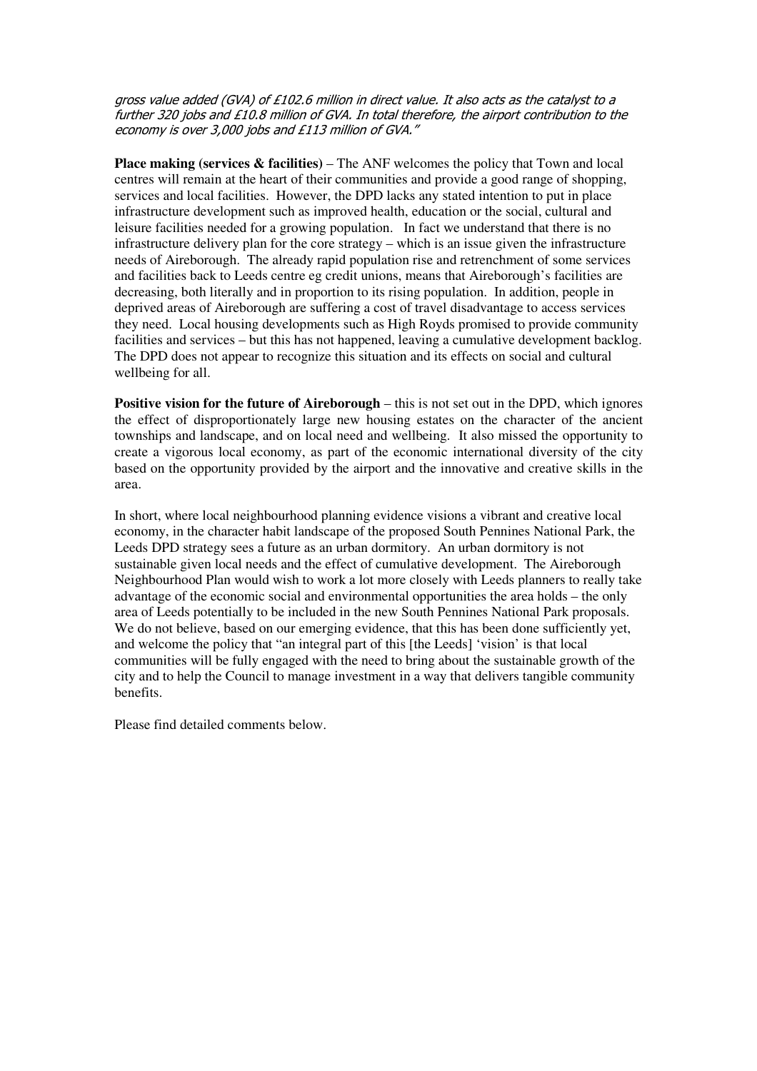*gross value added (GVA) of £102.6 million in direct value. It also acts as the catalyst to a further 320 jobs and £10.8 million of GVA. In total therefore, the airport contribution to the economy is over 3,000 jobs and £113 million of GVA."*

**Place making (services & facilities)** – The ANF welcomes the policy that Town and local centres will remain at the heart of their communities and provide a good range of shopping, services and local facilities. However, the DPD lacks any stated intention to put in place infrastructure development such as improved health, education or the social, cultural and leisure facilities needed for a growing population. In fact we understand that there is no infrastructure delivery plan for the core strategy – which is an issue given the infrastructure needs of Aireborough. The already rapid population rise and retrenchment of some services and facilities back to Leeds centre eg credit unions, means that Aireborough's facilities are decreasing, both literally and in proportion to its rising population. In addition, people in deprived areas of Aireborough are suffering a cost of travel disadvantage to access services they need. Local housing developments such as High Royds promised to provide community facilities and services – but this has not happened, leaving a cumulative development backlog. The DPD does not appear to recognize this situation and its effects on social and cultural wellbeing for all.

**Positive vision for the future of Aireborough** – this is not set out in the DPD, which ignores the effect of disproportionately large new housing estates on the character of the ancient townships and landscape, and on local need and wellbeing. It also missed the opportunity to create a vigorous local economy, as part of the economic international diversity of the city based on the opportunity provided by the airport and the innovative and creative skills in the area.

In short, where local neighbourhood planning evidence visions a vibrant and creative local economy, in the character habit landscape of the proposed South Pennines National Park, the Leeds DPD strategy sees a future as an urban dormitory. An urban dormitory is not sustainable given local needs and the effect of cumulative development. The Aireborough Neighbourhood Plan would wish to work a lot more closely with Leeds planners to really take advantage of the economic social and environmental opportunities the area holds – the only area of Leeds potentially to be included in the new South Pennines National Park proposals. We do not believe, based on our emerging evidence, that this has been done sufficiently yet, and welcome the policy that "an integral part of this [the Leeds] 'vision' is that local communities will be fully engaged with the need to bring about the sustainable growth of the city and to help the Council to manage investment in a way that delivers tangible community benefits.

Please find detailed comments below.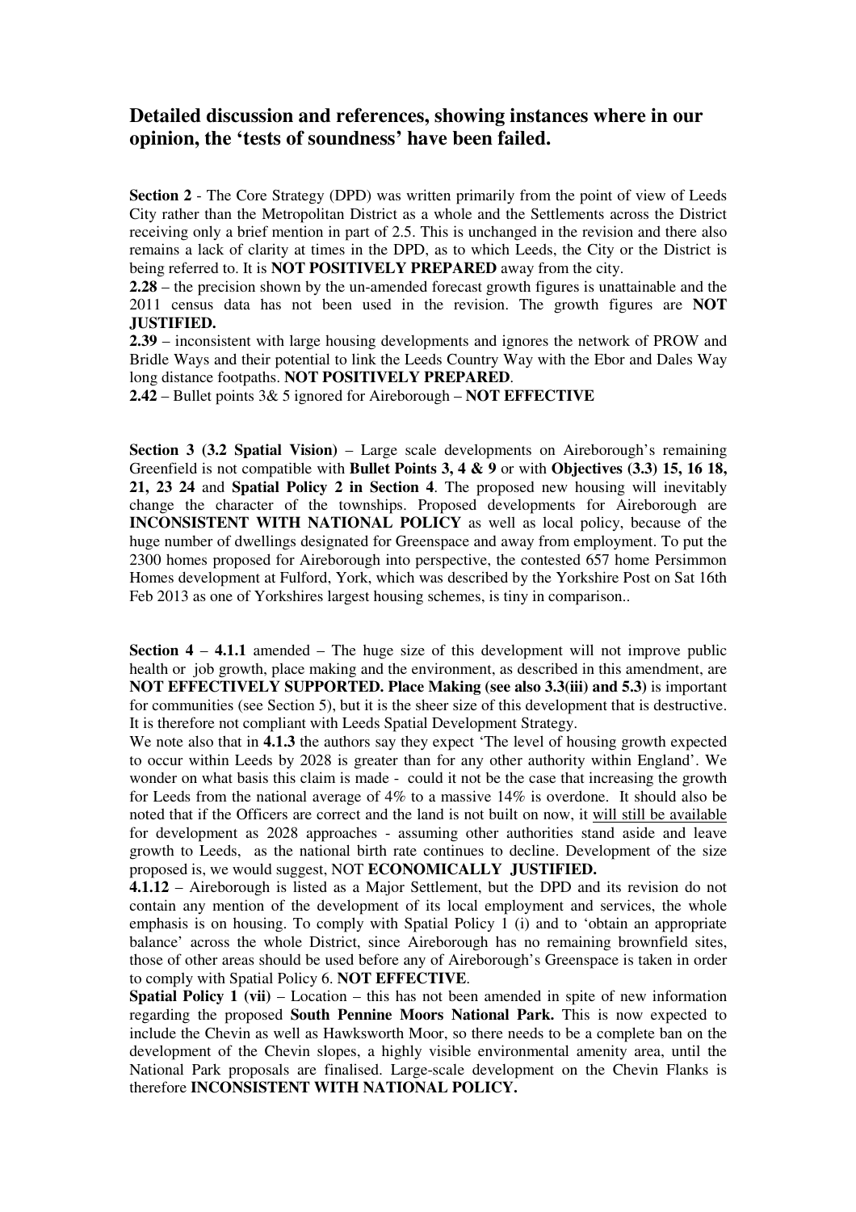## Detailed discussion and references, showing instances where in our opinion, the 'tests of soundness' have been failed.

**Section 2** - The Core Strategy (DPD) was written primarily from the point of view of Leeds City rather than the Metropolitan District as a whole and the Settlements across the District receiving only a brief mention in part of 2.5. This is unchanged in the revision and there also remains a lack of clarity at times in the DPD, as to which Leeds, the City or the District is being referred to. It is **NOT POSITIVELY PREPARED** away from the city.

**2.28** – the precision shown by the un-amended forecast growth figures is unattainable and the 2011 census data has not been used in the revision. The growth figures are **NOT JUSTIFIED.**

**2.39** – inconsistent with large housing developments and ignores the network of PROW and Bridle Ways and their potential to link the Leeds Country Way with the Ebor and Dales Way long distance footpaths. **NOT POSITIVELY PREPARED**.

**2.42** – Bullet points 3& 5 ignored for Aireborough – **NOT EFFECTIVE**

**Section 3 (3.2 Spatial Vision)** – Large scale developments on Aireborough's remaining Greenfield is not compatible with **Bullet Points 3, 4 & 9** or with **Objectives (3.3) 15, 16 18, 21, 23 24** and **Spatial Policy 2 in Section 4**. The proposed new housing will inevitably change the character of the townships. Proposed developments for Aireborough are **INCONSISTENT WITH NATIONAL POLICY** as well as local policy, because of the huge number of dwellings designated for Greenspace and away from employment. To put the 2300 homes proposed for Aireborough into perspective, the contested 657 home Persimmon Homes development at Fulford, York, which was described by the Yorkshire Post on Sat 16th Feb 2013 as one of Yorkshires largest housing schemes, is tiny in comparison..

**Section 4** – **4.1.1** amended – The huge size of this development will not improve public health or job growth, place making and the environment, as described in this amendment, are **NOT EFFECTIVELY SUPPORTED. Place Making (see also 3.3(iii) and 5.3)** is important for communities (see Section 5), but it is the sheer size of this development that is destructive. It is therefore not compliant with Leeds Spatial Development Strategy.

We note also that in **4.1.3** the authors say they expect 'The level of housing growth expected to occur within Leeds by 2028 is greater than for any other authority within England'. We wonder on what basis this claim is made - could it not be the case that increasing the growth for Leeds from the national average of 4% to a massive 14% is overdone. It should also be noted that if the Officers are correct and the land is not built on now, it will still be available for development as 2028 approaches - assuming other authorities stand aside and leave growth to Leeds, as the national birth rate continues to decline. Development of the size proposed is, we would suggest, NOT **ECONOMICALLY JUSTIFIED.**

**4.1.12** – Aireborough is listed as a Major Settlement, but the DPD and its revision do not contain any mention of the development of its local employment and services, the whole emphasis is on housing. To comply with Spatial Policy 1 (i) and to 'obtain an appropriate balance' across the whole District, since Aireborough has no remaining brownfield sites, those of other areas should be used before any of Aireborough's Greenspace is taken in order to comply with Spatial Policy 6. **NOT EFFECTIVE**.

**Spatial Policy 1 (vii)** – Location – this has not been amended in spite of new information regarding the proposed **South Pennine Moors National Park.** This is now expected to include the Chevin as well as Hawksworth Moor, so there needs to be a complete ban on the development of the Chevin slopes, a highly visible environmental amenity area, until the National Park proposals are finalised. Large-scale development on the Chevin Flanks is therefore **INCONSISTENT WITH NATIONAL POLICY.**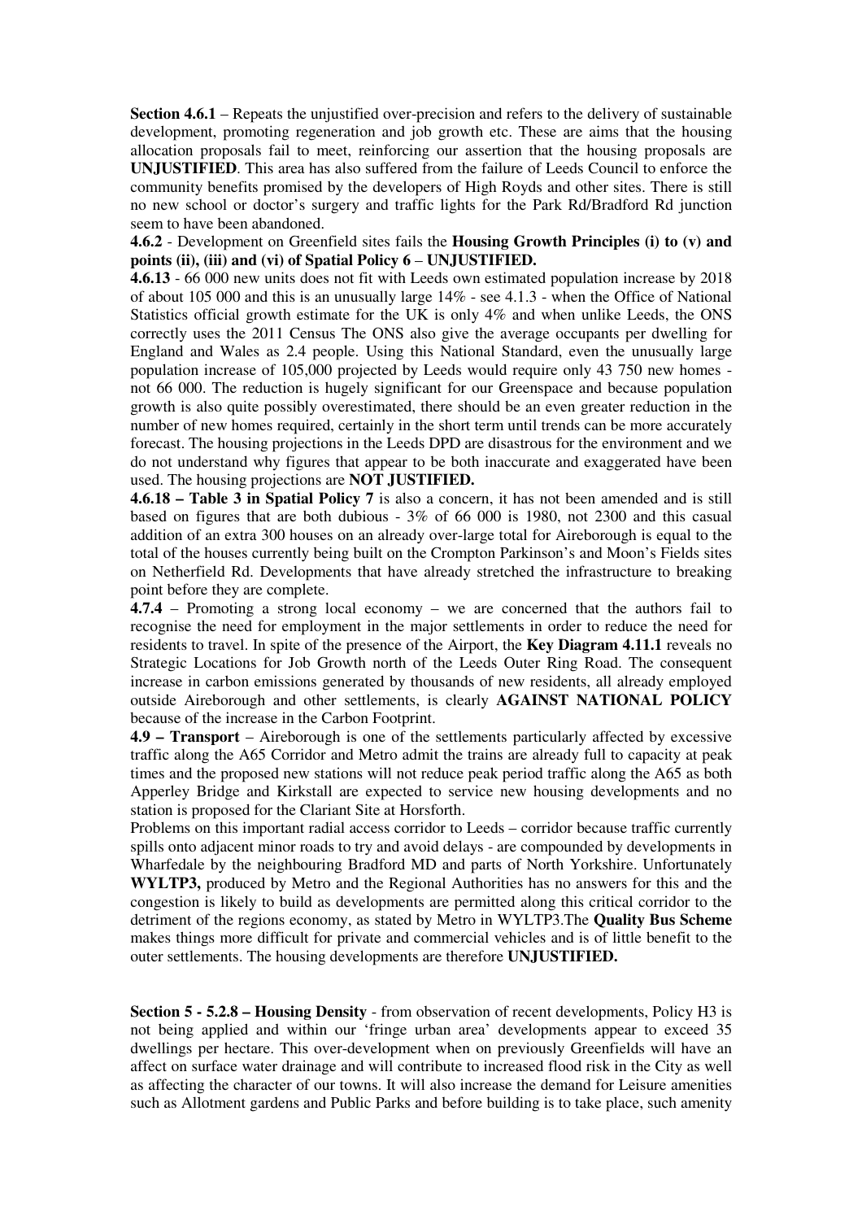**Section 4.6.1** – Repeats the unjustified over-precision and refers to the delivery of sustainable development, promoting regeneration and job growth etc. These are aims that the housing allocation proposals fail to meet, reinforcing our assertion that the housing proposals are **UNJUSTIFIED**. This area has also suffered from the failure of Leeds Council to enforce the community benefits promised by the developers of High Royds and other sites. There is still no new school or doctor's surgery and traffic lights for the Park Rd/Bradford Rd junction seem to have been abandoned.

**4.6.2** - Development on Greenfield sites fails the **Housing Growth Principles (i) to (v) and points (ii), (iii) and (vi) of Spatial Policy 6** – **UNJUSTIFIED.**

**4.6.13** - 66 000 new units does not fit with Leeds own estimated population increase by 2018 of about 105 000 and this is an unusually large 14% - see 4.1.3 - when the Office of National Statistics official growth estimate for the UK is only 4% and when unlike Leeds, the ONS correctly uses the 2011 Census The ONS also give the average occupants per dwelling for England and Wales as 2.4 people. Using this National Standard, even the unusually large population increase of 105,000 projected by Leeds would require only 43 750 new homes - not 66 000. The reduction is hugely significant for our Greenspace and because population growth is also quite possibly overestimated, there should be an even greater reduction in the number of new homes required, certainly in the short term until trends can be more accurately forecast. The housing projections in the Leeds DPD are disastrous for the environment and we do not understand why figures that appear to be both inaccurate and exaggerated have been used. The housing projections are **NOT JUSTIFIED.**

**4.6.18 – Table 3 in Spatial Policy 7** is also a concern, it has not been amended and is still based on figures that are both dubious - 3% of 66 000 is 1980, not 2300 and this casual addition of an extra 300 houses on an already over-large total for Aireborough is equal to the total of the houses currently being built on the Crompton Parkinson's and Moon's Fields sites on Netherfield Rd. Developments that have already stretched the infrastructure to breaking point before they are complete.

**4.7.4** – Promoting a strong local economy – we are concerned that the authors fail to recognise the need for employment in the major settlements in order to reduce the need for residents to travel. In spite of the presence of the Airport, the **Key Diagram 4.11.1** reveals no Strategic Locations for Job Growth north of the Leeds Outer Ring Road. The consequent increase in carbon emissions generated by thousands of new residents, all already employed outside Aireborough and other settlements, is clearly **AGAINST NATIONAL POLICY** because of the increase in the Carbon Footprint.

**4.9 – Transport** – Aireborough is one of the settlements particularly affected by excessive traffic along the A65 Corridor and Metro admit the trains are already full to capacity at peak times and the proposed new stations will not reduce peak period traffic along the A65 as both Apperley Bridge and Kirkstall are expected to service new housing developments and no station is proposed for the Clariant Site at Horsforth.

Problems on this important radial access corridor to Leeds – corridor because traffic currently spills onto adjacent minor roads to try and avoid delays - are compounded by developments in Wharfedale by the neighbouring Bradford MD and parts of North Yorkshire. Unfortunately **WYLTP3,** produced by Metro and the Regional Authorities has no answers for this and the congestion is likely to build as developments are permitted along this critical corridor to the detriment of the regions economy, as stated by Metro in WYLTP3.The **Quality Bus Scheme** makes things more difficult for private and commercial vehicles and is of little benefit to the outer settlements. The housing developments are therefore **UNJUSTIFIED.**

**Section 5 - 5.2.8 – Housing Density** - from observation of recent developments, Policy H3 is not being applied and within our 'fringe urban area' developments appear to exceed 35 dwellings per hectare. This over-development when on previously Greenfields will have an affect on surface water drainage and will contribute to increased flood risk in the City as well as affecting the character of our towns. It will also increase the demand for Leisure amenities such as Allotment gardens and Public Parks and before building is to take place, such amenity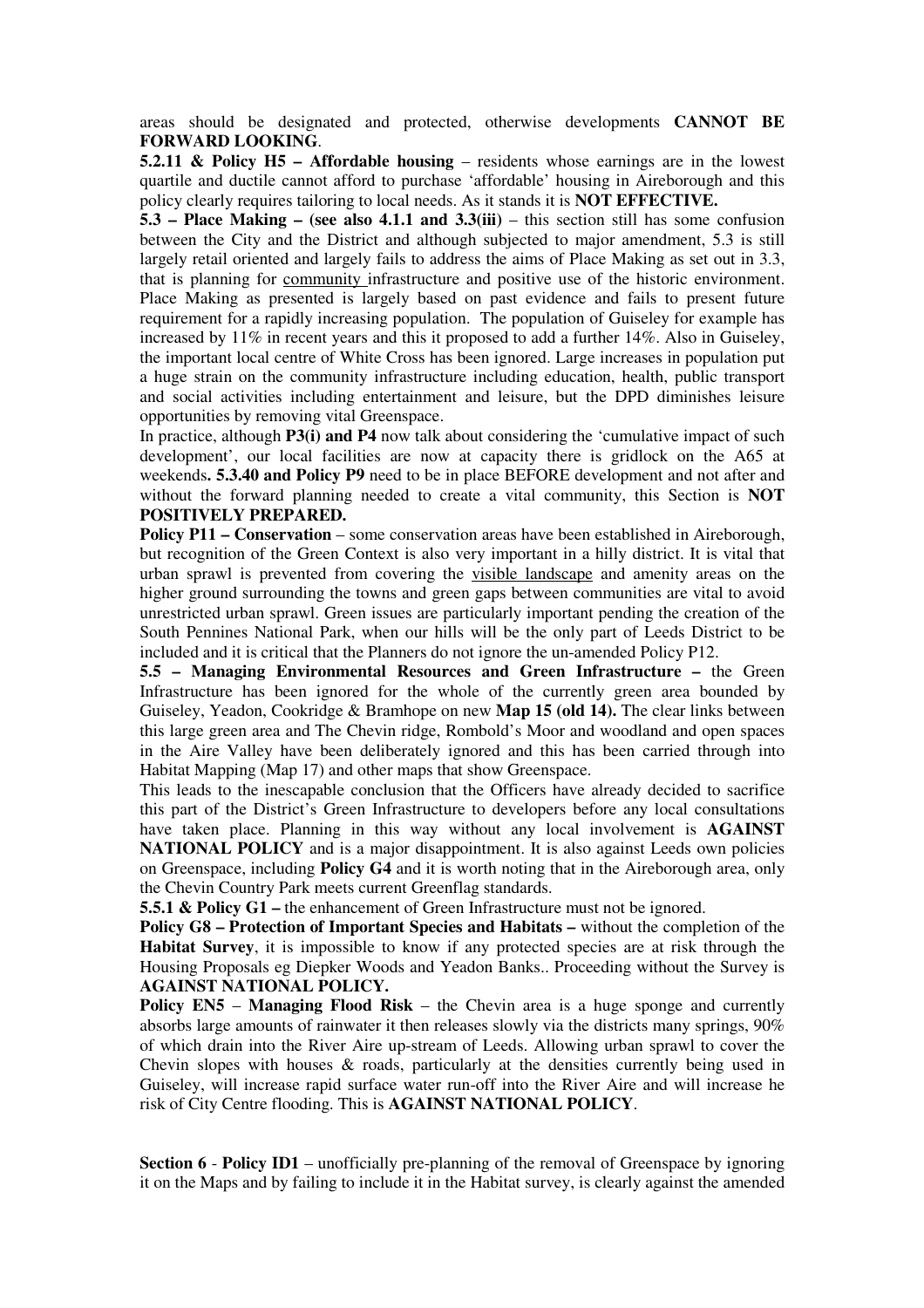areas should be designated and protected, otherwise developments **CANNOT BE FORWARD LOOKING**.

**5.2.11 & Policy H5 – Affordable housing** – residents whose earnings are in the lowest quartile and ductile cannot afford to purchase 'affordable' housing in Aireborough and this policy clearly requires tailoring to local needs. As it stands it is **NOT EFFECTIVE.**

**5.3 – Place Making – (see also 4.1.1 and 3.3(iii)** – this section still has some confusion between the City and the District and although subjected to major amendment, 5.3 is still largely retail oriented and largely fails to address the aims of Place Making as set out in 3.3, that is planning for community infrastructure and positive use of the historic environment. Place Making as presented is largely based on past evidence and fails to present future requirement for a rapidly increasing population. The population of Guiseley for example has increased by 11% in recent years and this it proposed to add a further 14%. Also in Guiseley, the important local centre of White Cross has been ignored. Large increases in population put a huge strain on the community infrastructure including education, health, public transport and social activities including entertainment and leisure, but the DPD diminishes leisure opportunities by removing vital Greenspace.

In practice, although **P3(i) and P4** now talk about considering the 'cumulative impact of such development', our local facilities are now at capacity there is gridlock on the A65 at weekends**. 5.3.40 and Policy P9** need to be in place BEFORE development and not after and without the forward planning needed to create a vital community, this Section is **NOT POSITIVELY PREPARED.**

**Policy P11 – Conservation** – some conservation areas have been established in Aireborough, but recognition of the Green Context is also very important in a hilly district. It is vital that urban sprawl is prevented from covering the visible landscape and amenity areas on the higher ground surrounding the towns and green gaps between communities are vital to avoid unrestricted urban sprawl. Green issues are particularly important pending the creation of the South Pennines National Park, when our hills will be the only part of Leeds District to be included and it is critical that the Planners do not ignore the un-amended Policy P12.

**5.5 – Managing Environmental Resources and Green Infrastructure –** the Green Infrastructure has been ignored for the whole of the currently green area bounded by Guiseley, Yeadon, Cookridge & Bramhope on new **Map 15 (old 14).** The clear links between this large green area and The Chevin ridge, Rombold's Moor and woodland and open spaces in the Aire Valley have been deliberately ignored and this has been carried through into Habitat Mapping (Map 17) and other maps that show Greenspace.

This leads to the inescapable conclusion that the Officers have already decided to sacrifice this part of the District's Green Infrastructure to developers before any local consultations have taken place. Planning in this way without any local involvement is **AGAINST NATIONAL POLICY** and is a major disappointment. It is also against Leeds own policies on Greenspace, including **Policy G4** and it is worth noting that in the Aireborough area, only the Chevin Country Park meets current Greenflag standards.

**5.5.1 & Policy G1 –** the enhancement of Green Infrastructure must not be ignored.

**Policy G8 – Protection of Important Species and Habitats –** without the completion of the **Habitat Survey**, it is impossible to know if any protected species are at risk through the Housing Proposals eg Diepker Woods and Yeadon Banks.. Proceeding without the Survey is **AGAINST NATIONAL POLICY.**

**Policy EN5** – **Managing Flood Risk** – the Chevin area is a huge sponge and currently absorbs large amounts of rainwater it then releases slowly via the districts many springs, 90% of which drain into the River Aire up-stream of Leeds. Allowing urban sprawl to cover the Chevin slopes with houses & roads, particularly at the densities currently being used in Guiseley, will increase rapid surface water run-off into the River Aire and will increase he risk of City Centre flooding. This is **AGAINST NATIONAL POLICY**.

**Section 6** - **Policy ID1** – unofficially pre-planning of the removal of Greenspace by ignoring it on the Maps and by failing to include it in the Habitat survey, is clearly against the amended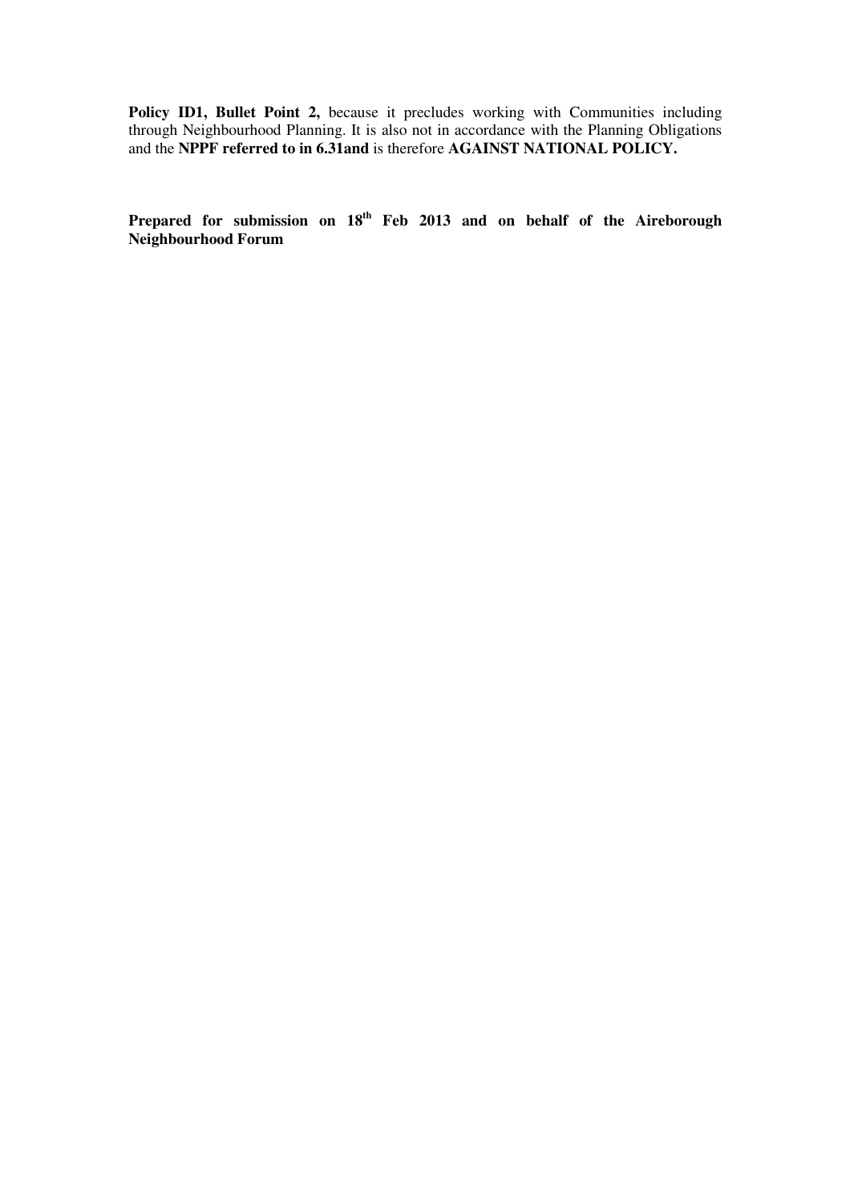**Policy ID1, Bullet Point 2,** because it precludes working with Communities including through Neighbourhood Planning. It is also not in accordance with the Planning Obligations and the **NPPF referred to in 6.31and** is therefore **AGAINST NATIONAL POLICY.**

**Prepared for submission on 18th Feb 2013 and on behalf of the Aireborough Neighbourhood Forum**